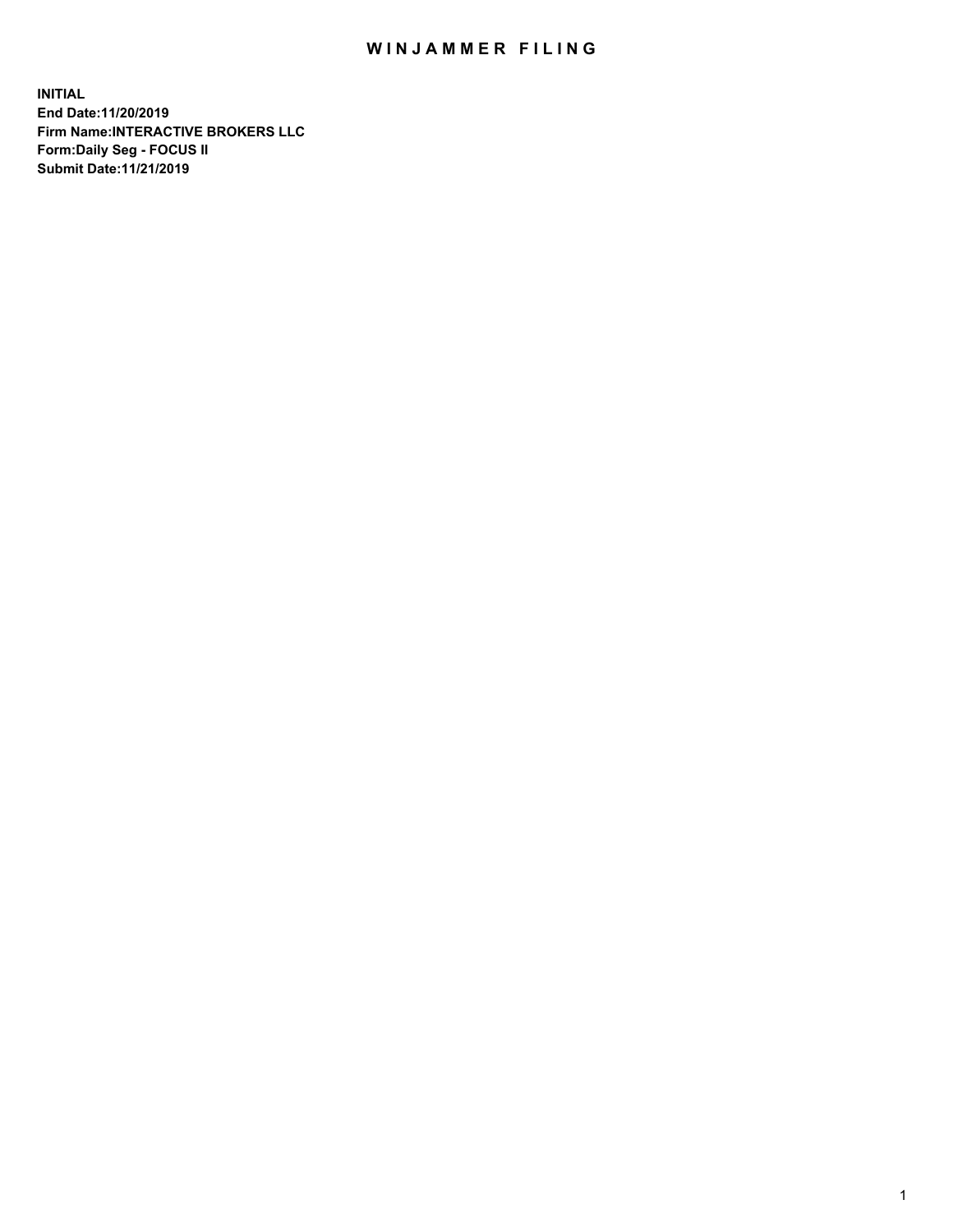# WINJAMMER FILING

**INITIAL**
**End Date:11/20/2019**
**Firm Name:INTERACTIVE BROKERS LLC**
**Form:Daily Seg - FOCUS II**
**Submit Date:11/21/2019**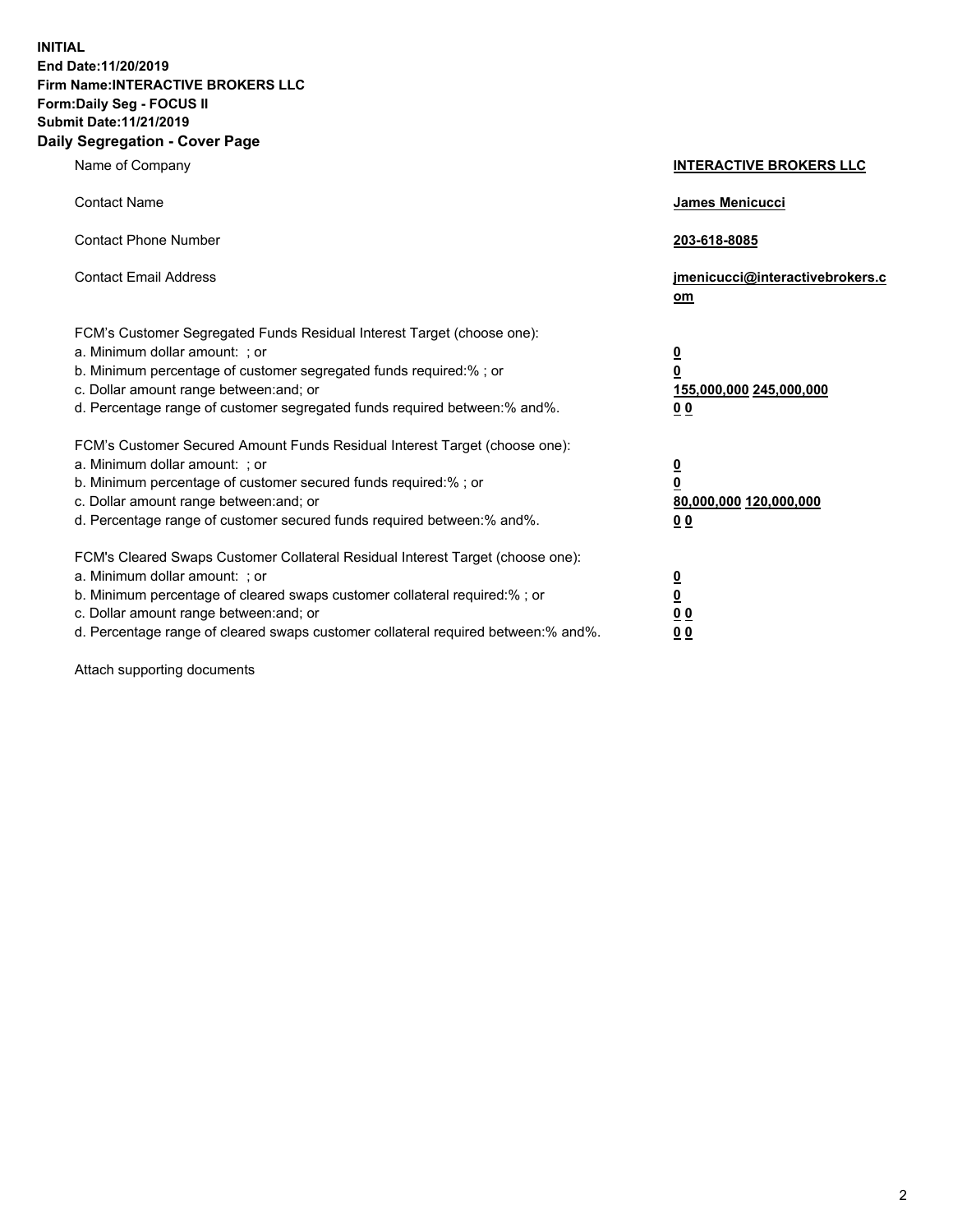**INITIAL**
**End Date:11/20/2019**
**Firm Name:INTERACTIVE BROKERS LLC**
**Form:Daily Seg - FOCUS II**
**Submit Date:11/21/2019**

## Daily Segregation - Cover Page

| | |
|---|---|
| Name of Company | **INTERACTIVE BROKERS LLC** |
| Contact Name | **James Menicucci** |
| Contact Phone Number | **203-618-8085** |
| Contact Email Address | **jmenicucci@interactivebrokers.com** |
| FCM's Customer Segregated Funds Residual Interest Target (choose one): | |
| a. Minimum dollar amount: ; or | **0** |
| b. Minimum percentage of customer segregated funds required:% ; or | **0** |
| c. Dollar amount range between:and; or | **155,000,000 245,000,000** |
| d. Percentage range of customer segregated funds required between:% and%. | **0 0** |
| FCM's Customer Secured Amount Funds Residual Interest Target (choose one): | |
| a. Minimum dollar amount: ; or | **0** |
| b. Minimum percentage of customer secured funds required:% ; or | **0** |
| c. Dollar amount range between:and; or | **80,000,000 120,000,000** |
| d. Percentage range of customer secured funds required between:% and%. | **0 0** |
| FCM's Cleared Swaps Customer Collateral Residual Interest Target (choose one): | |
| a. Minimum dollar amount: ; or | **0** |
| b. Minimum percentage of cleared swaps customer collateral required:% ; or | **0** |
| c. Dollar amount range between:and; or | **0 0** |
| d. Percentage range of cleared swaps customer collateral required between:% and%. | **0 0** |

Attach supporting documents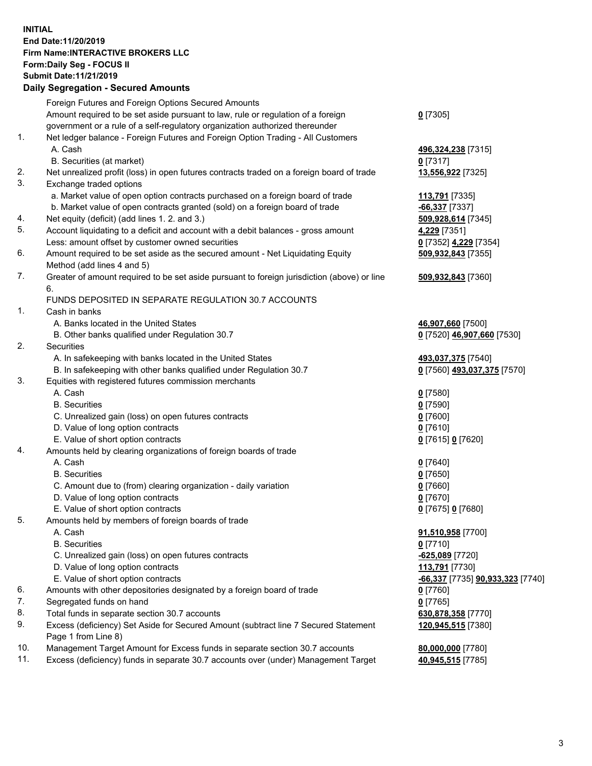**INITIAL**
**End Date:11/20/2019**
**Firm Name:INTERACTIVE BROKERS LLC**
**Form:Daily Seg - FOCUS II**
**Submit Date:11/21/2019**
**Daily Segregation - Secured Amounts**

| | | |
|---|---|---|
| | Foreign Futures and Foreign Options Secured Amounts | |
| | Amount required to be set aside pursuant to law, rule or regulation of a foreign government or a rule of a self-regulatory organization authorized thereunder | **0** [7305] |
| 1. | Net ledger balance - Foreign Futures and Foreign Option Trading - All Customers | |
| | A. Cash | **496,324,238** [7315] |
| | B. Securities (at market) | **0** [7317] |
| 2. | Net unrealized profit (loss) in open futures contracts traded on a foreign board of trade | **13,556,922** [7325] |
| 3. | Exchange traded options | |
| | a. Market value of open option contracts purchased on a foreign board of trade | **113,791** [7335] |
| | b. Market value of open contracts granted (sold) on a foreign board of trade | **-66,337** [7337] |
| 4. | Net equity (deficit) (add lines 1. 2. and 3.) | **509,928,614** [7345] |
| 5. | Account liquidating to a deficit and account with a debit balances - gross amount | **4,229** [7351] |
| | Less: amount offset by customer owned securities | **0** [7352] **4,229** [7354] |
| 6. | Amount required to be set aside as the secured amount - Net Liquidating Equity Method (add lines 4 and 5) | **509,932,843** [7355] |
| 7. | Greater of amount required to be set aside pursuant to foreign jurisdiction (above) or line 6. | **509,932,843** [7360] |
| | FUNDS DEPOSITED IN SEPARATE REGULATION 30.7 ACCOUNTS | |
| 1. | Cash in banks | |
| | A. Banks located in the United States | **46,907,660** [7500] |
| | B. Other banks qualified under Regulation 30.7 | **0** [7520] **46,907,660** [7530] |
| 2. | Securities | |
| | A. In safekeeping with banks located in the United States | **493,037,375** [7540] |
| | B. In safekeeping with other banks qualified under Regulation 30.7 | **0** [7560] **493,037,375** [7570] |
| 3. | Equities with registered futures commission merchants | |
| | A. Cash | **0** [7580] |
| | B. Securities | **0** [7590] |
| | C. Unrealized gain (loss) on open futures contracts | **0** [7600] |
| | D. Value of long option contracts | **0** [7610] |
| | E. Value of short option contracts | **0** [7615] **0** [7620] |
| 4. | Amounts held by clearing organizations of foreign boards of trade | |
| | A. Cash | **0** [7640] |
| | B. Securities | **0** [7650] |
| | C. Amount due to (from) clearing organization - daily variation | **0** [7660] |
| | D. Value of long option contracts | **0** [7670] |
| | E. Value of short option contracts | **0** [7675] **0** [7680] |
| 5. | Amounts held by members of foreign boards of trade | |
| | A. Cash | **91,510,958** [7700] |
| | B. Securities | **0** [7710] |
| | C. Unrealized gain (loss) on open futures contracts | **-625,089** [7720] |
| | D. Value of long option contracts | **113,791** [7730] |
| | E. Value of short option contracts | **-66,337** [7735] **90,933,323** [7740] |
| 6. | Amounts with other depositories designated by a foreign board of trade | **0** [7760] |
| 7. | Segregated funds on hand | **0** [7765] |
| 8. | Total funds in separate section 30.7 accounts | **630,878,358** [7770] |
| 9. | Excess (deficiency) Set Aside for Secured Amount (subtract line 7 Secured Statement Page 1 from Line 8) | **120,945,515** [7380] |
| 10. | Management Target Amount for Excess funds in separate section 30.7 accounts | **80,000,000** [7780] |
| 11. | Excess (deficiency) funds in separate 30.7 accounts over (under) Management Target | **40,945,515** [7785] |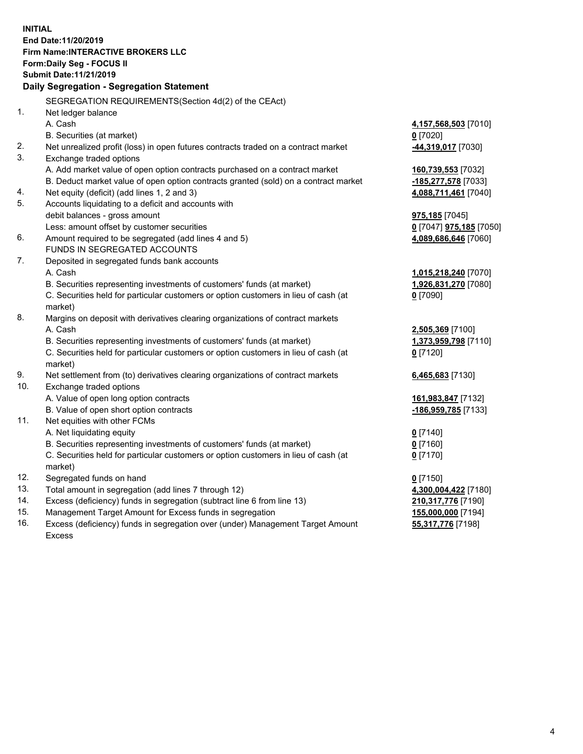**INITIAL**
**End Date:11/20/2019**
**Firm Name:INTERACTIVE BROKERS LLC**
**Form:Daily Seg - FOCUS II**
**Submit Date:11/21/2019**

**Daily Segregation - Segregation Statement**

| | SEGREGATION REQUIREMENTS(Section 4d(2) of the CEAct) | |
|---|---|---|
| 1. | Net ledger balance | |
| | A. Cash | **4,157,568,503** [7010] |
| | B. Securities (at market) | **0** [7020] |
| 2. | Net unrealized profit (loss) in open futures contracts traded on a contract market | **-44,319,017** [7030] |
| 3. | Exchange traded options | |
| | A. Add market value of open option contracts purchased on a contract market | **160,739,553** [7032] |
| | B. Deduct market value of open option contracts granted (sold) on a contract market | **-185,277,578** [7033] |
| 4. | Net equity (deficit) (add lines 1, 2 and 3) | **4,088,711,461** [7040] |
| 5. | Accounts liquidating to a deficit and accounts with | |
| | debit balances - gross amount | **975,185** [7045] |
| | Less: amount offset by customer securities | **0** [7047] **975,185** [7050] |
| 6. | Amount required to be segregated (add lines 4 and 5) | **4,089,686,646** [7060] |
| | FUNDS IN SEGREGATED ACCOUNTS | |
| 7. | Deposited in segregated funds bank accounts | |
| | A. Cash | **1,015,218,240** [7070] |
| | B. Securities representing investments of customers' funds (at market) | **1,926,831,270** [7080] |
| | C. Securities held for particular customers or option customers in lieu of cash (at market) | **0** [7090] |
| 8. | Margins on deposit with derivatives clearing organizations of contract markets | |
| | A. Cash | **2,505,369** [7100] |
| | B. Securities representing investments of customers' funds (at market) | **1,373,959,798** [7110] |
| | C. Securities held for particular customers or option customers in lieu of cash (at market) | **0** [7120] |
| 9. | Net settlement from (to) derivatives clearing organizations of contract markets | **6,465,683** [7130] |
| 10. | Exchange traded options | |
| | A. Value of open long option contracts | **161,983,847** [7132] |
| | B. Value of open short option contracts | **-186,959,785** [7133] |
| 11. | Net equities with other FCMs | |
| | A. Net liquidating equity | **0** [7140] |
| | B. Securities representing investments of customers' funds (at market) | **0** [7160] |
| | C. Securities held for particular customers or option customers in lieu of cash (at market) | **0** [7170] |
| 12. | Segregated funds on hand | **0** [7150] |
| 13. | Total amount in segregation (add lines 7 through 12) | **4,300,004,422** [7180] |
| 14. | Excess (deficiency) funds in segregation (subtract line 6 from line 13) | **210,317,776** [7190] |
| 15. | Management Target Amount for Excess funds in segregation | **155,000,000** [7194] |
| 16. | Excess (deficiency) funds in segregation over (under) Management Target Amount Excess | **55,317,776** [7198] |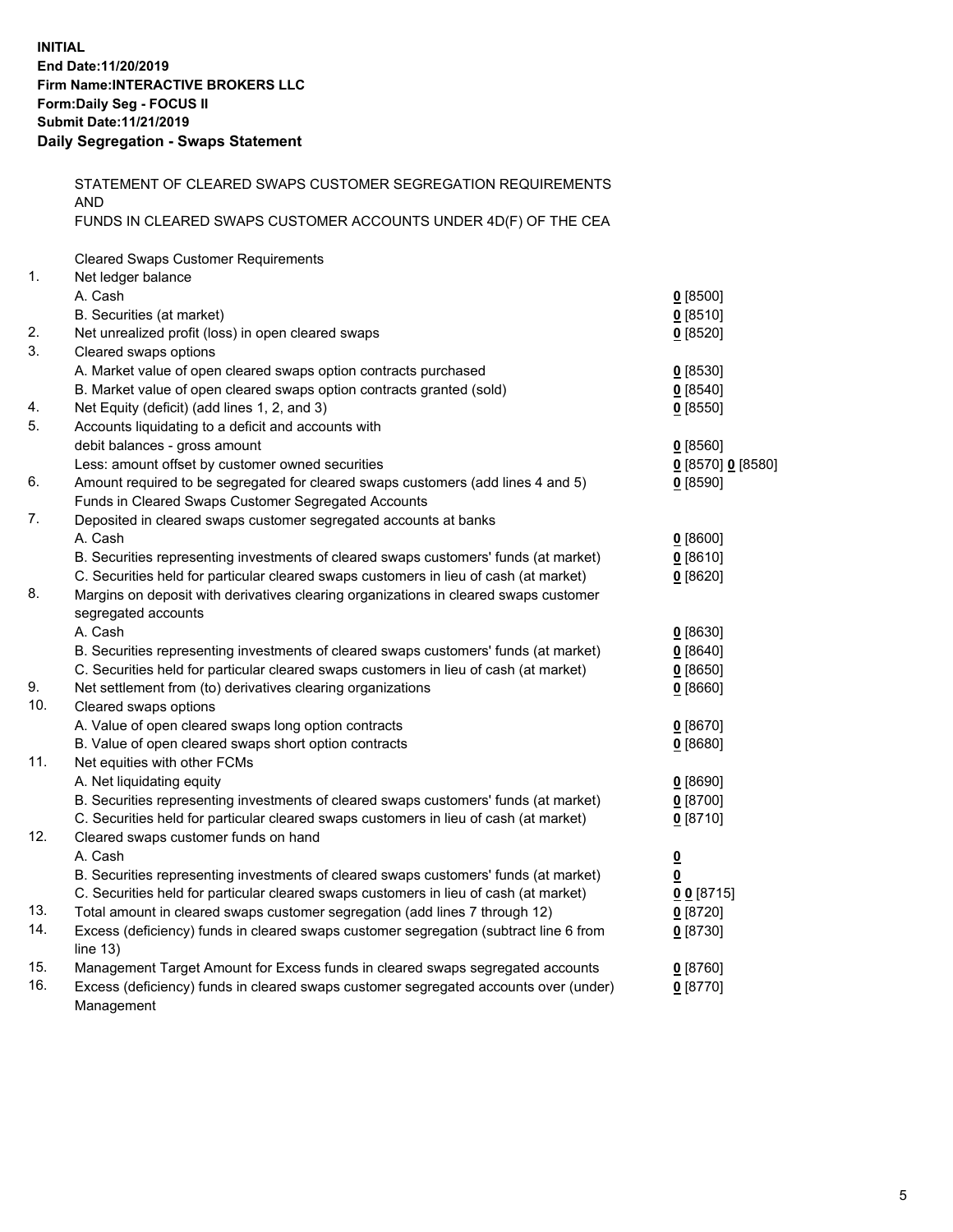**INITIAL**
**End Date:11/20/2019**
**Firm Name:INTERACTIVE BROKERS LLC**
**Form:Daily Seg - FOCUS II**
**Submit Date:11/21/2019**
**Daily Segregation - Swaps Statement**

STATEMENT OF CLEARED SWAPS CUSTOMER SEGREGATION REQUIREMENTS AND FUNDS IN CLEARED SWAPS CUSTOMER ACCOUNTS UNDER 4D(F) OF THE CEA

| | | |
|---|---|---|
| | Cleared Swaps Customer Requirements | |
| 1. | Net ledger balance | |
| | A. Cash | 0 [8500] |
| | B. Securities (at market) | 0 [8510] |
| 2. | Net unrealized profit (loss) in open cleared swaps | 0 [8520] |
| 3. | Cleared swaps options | |
| | A. Market value of open cleared swaps option contracts purchased | 0 [8530] |
| | B. Market value of open cleared swaps option contracts granted (sold) | 0 [8540] |
| 4. | Net Equity (deficit) (add lines 1, 2, and 3) | 0 [8550] |
| 5. | Accounts liquidating to a deficit and accounts with debit balances - gross amount | 0 [8560] |
| | Less: amount offset by customer owned securities | 0 [8570] 0 [8580] |
| 6. | Amount required to be segregated for cleared swaps customers (add lines 4 and 5) | 0 [8590] |
| | Funds in Cleared Swaps Customer Segregated Accounts | |
| 7. | Deposited in cleared swaps customer segregated accounts at banks | |
| | A. Cash | 0 [8600] |
| | B. Securities representing investments of cleared swaps customers' funds (at market) | 0 [8610] |
| | C. Securities held for particular cleared swaps customers in lieu of cash (at market) | 0 [8620] |
| 8. | Margins on deposit with derivatives clearing organizations in cleared swaps customer segregated accounts | |
| | A. Cash | 0 [8630] |
| | B. Securities representing investments of cleared swaps customers' funds (at market) | 0 [8640] |
| | C. Securities held for particular cleared swaps customers in lieu of cash (at market) | 0 [8650] |
| 9. | Net settlement from (to) derivatives clearing organizations | 0 [8660] |
| 10. | Cleared swaps options | |
| | A. Value of open cleared swaps long option contracts | 0 [8670] |
| | B. Value of open cleared swaps short option contracts | 0 [8680] |
| 11. | Net equities with other FCMs | |
| | A. Net liquidating equity | 0 [8690] |
| | B. Securities representing investments of cleared swaps customers' funds (at market) | 0 [8700] |
| | C. Securities held for particular cleared swaps customers in lieu of cash (at market) | 0 [8710] |
| 12. | Cleared swaps customer funds on hand | |
| | A. Cash | 0 |
| | B. Securities representing investments of cleared swaps customers' funds (at market) | 0 |
| | C. Securities held for particular cleared swaps customers in lieu of cash (at market) | 0 0 [8715] |
| 13. | Total amount in cleared swaps customer segregation (add lines 7 through 12) | 0 [8720] |
| 14. | Excess (deficiency) funds in cleared swaps customer segregation (subtract line 6 from line 13) | 0 [8730] |
| 15. | Management Target Amount for Excess funds in cleared swaps segregated accounts | 0 [8760] |
| 16. | Excess (deficiency) funds in cleared swaps customer segregated accounts over (under) Management | 0 [8770] |